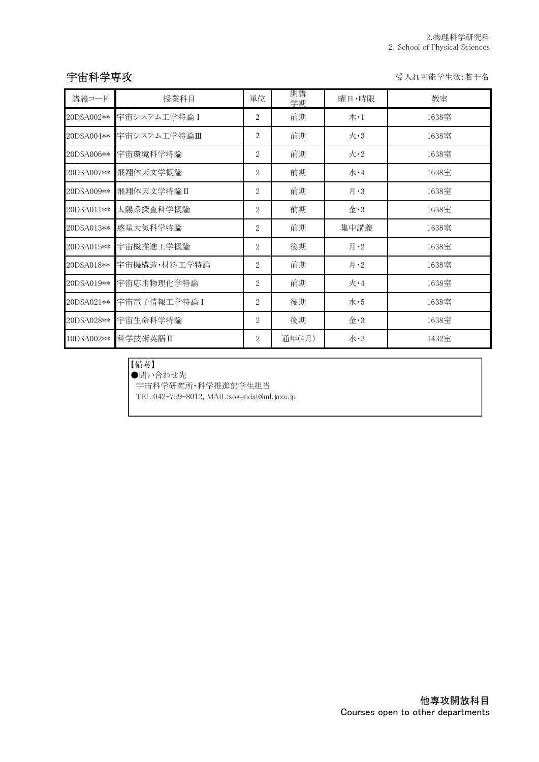## 宇宙科学専攻

受入れ可能学生数:若干名

| 講義コード | 授業科目 | 単位 | 開講学期 | 曜日・時限 | 教室 |
|---|---|---|---|---|---|
| 20DSA002** | 宇宙システム工学特論Ⅰ | 2 | 前期 | 木・1 | 1638室 |
| 20DSA004** | 宇宙システム工学特論Ⅲ | 2 | 前期 | 火・3 | 1638室 |
| 20DSA006** | 宇宙環境科学特論 | 2 | 前期 | 火・2 | 1638室 |
| 20DSA007** | 飛翔体天文学概論 | 2 | 前期 | 水・4 | 1638室 |
| 20DSA009** | 飛翔体天文学特論Ⅱ | 2 | 前期 | 月・3 | 1638室 |
| 20DSA011** | 太陽系探査科学概論 | 2 | 前期 | 金・3 | 1638室 |
| 20DSA013** | 惑星大気科学特論 | 2 | 前期 | 集中講義 | 1638室 |
| 20DSA015** | 宇宙機推進工学概論 | 2 | 後期 | 月・2 | 1638室 |
| 20DSA018** | 宇宙機構造・材料工学特論 | 2 | 前期 | 月・2 | 1638室 |
| 20DSA019** | 宇宙応用物理化学特論 | 2 | 前期 | 火・4 | 1638室 |
| 20DSA021** | 宇宙電子情報工学特論Ⅰ | 2 | 後期 | 水・5 | 1638室 |
| 20DSA028** | 宇宙生命科学特論 | 2 | 後期 | 金・3 | 1638室 |
| 10DSA002** | 科学技術英語Ⅱ | 2 | 通年(4月) | 水・3 | 1432室 |

【備考】
●問い合わせ先
宇宙科学研究所・科学推進部学生担当
TEL:042-759-8012, MAIL:sokendai@ml.jaxa.jp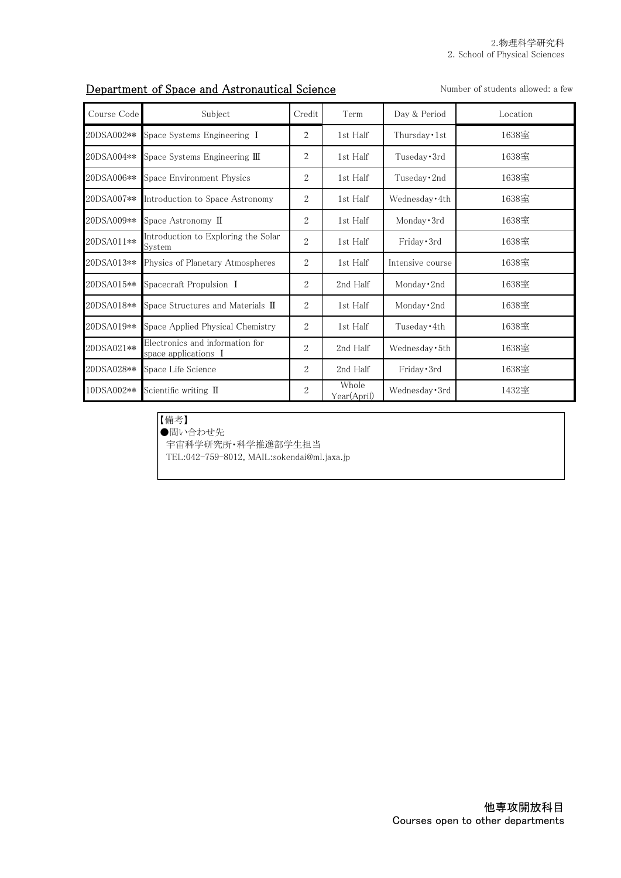2.物理科学研究科
2. School of Physical Sciences

## Department of Space and Astronautical Science

Number of students allowed: a few

| Course Code | Subject | Credit | Term | Day & Period | Location |
|---|---|---|---|---|---|
| 20DSA002** | Space Systems Engineering Ⅰ | 2 | 1st Half | Thursday・1st | 1638室 |
| 20DSA004** | Space Systems Engineering Ⅲ | 2 | 1st Half | Tuseday・3rd | 1638室 |
| 20DSA006** | Space Environment Physics | 2 | 1st Half | Tuseday・2nd | 1638室 |
| 20DSA007** | Introduction to Space Astronomy | 2 | 1st Half | Wednesday・4th | 1638室 |
| 20DSA009** | Space Astronomy Ⅱ | 2 | 1st Half | Monday・3rd | 1638室 |
| 20DSA011** | Introduction to Exploring the Solar System | 2 | 1st Half | Friday・3rd | 1638室 |
| 20DSA013** | Physics of Planetary Atmospheres | 2 | 1st Half | Intensive course | 1638室 |
| 20DSA015** | Spacecraft Propulsion Ⅰ | 2 | 2nd Half | Monday・2nd | 1638室 |
| 20DSA018** | Space Structures and Materials Ⅱ | 2 | 1st Half | Monday・2nd | 1638室 |
| 20DSA019** | Space Applied Physical Chemistry | 2 | 1st Half | Tuseday・4th | 1638室 |
| 20DSA021** | Electronics and information for space applications Ⅰ | 2 | 2nd Half | Wednesday・5th | 1638室 |
| 20DSA028** | Space Life Science | 2 | 2nd Half | Friday・3rd | 1638室 |
| 10DSA002** | Scientific writing Ⅱ | 2 | Whole Year(April) | Wednesday・3rd | 1432室 |

【備考】
●問い合わせ先
宇宙科学研究所・科学推進部学生担当
TEL:042-759-8012, MAIL:sokendai@ml.jaxa.jp

**他専攻開放科目**
**Courses open to other departments**